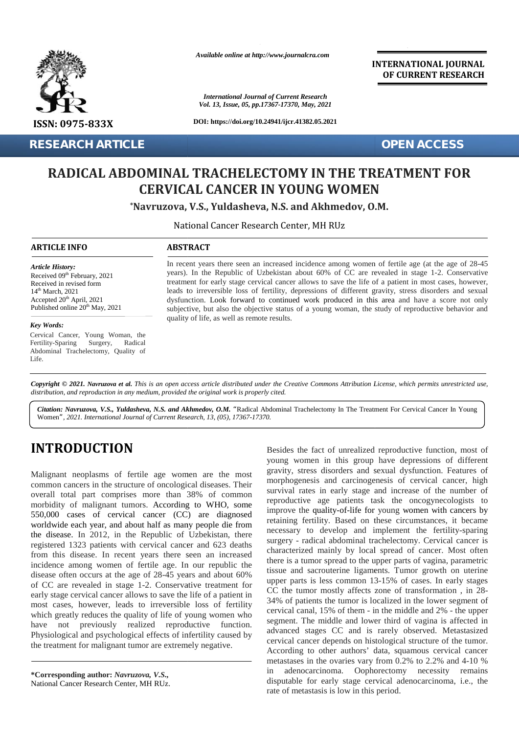Available online at http://www.journalcra.com

INTERNATIONAL JOURNAL OF CURRENT RESEARCH

*International Journal of Current Research*
*Vol. 13, Issue, 05, pp.17367-17370, May, 2021*

ISSN: 0975-833X

DOI: https://doi.org/10.24941/ijcr.41382.05.2021

**RESEARCH ARTICLE** **OPEN ACCESS**

# RADICAL ABDOMINAL TRACHELECTOMY IN THE TREATMENT FOR CERVICAL CANCER IN YOUNG WOMEN

**\*Navruzova, V.S., Yuldasheva, N.S. and Akhmedov, O.M.**

National Cancer Research Center, MH RUz

## ARTICLE INFO

*Article History:*
Received 09th February, 2021
Received in revised form
14th March, 2021
Accepted 20th April, 2021
Published online 20th May, 2021

*Key Words:*
Cervical Cancer, Young Woman, the Fertility-Sparing Surgery, Radical Abdominal Trachelectomy, Quality of Life.

## ABSTRACT

In recent years there seen an increased incidence among women of fertile age (at the age of 28-45 years). In the Republic of Uzbekistan about 60% of CC are revealed in stage 1-2. Conservative treatment for early stage cervical cancer allows to save the life of a patient in most cases, however, leads to irreversible loss of fertility, depressions of different gravity, stress disorders and sexual dysfunction. Look forward to continued work produced in this area and have a score not only subjective, but also the objective status of a young woman, the study of reproductive behavior and quality of life, as well as remote results.

*Copyright © 2021. Navruzova et al. This is an open access article distributed under the Creative Commons Attribution License, which permits unrestricted use, distribution, and reproduction in any medium, provided the original work is properly cited.*

***Citation: Navruzova, V.S., Yuldasheva, N.S. and Akhmedov, O.M.*** "Radical Abdominal Trachelectomy In The Treatment For Cervical Cancer In Young Women", *2021. International Journal of Current Research, 13, (05), 17367-17370.*

# INTRODUCTION

Malignant neoplasms of fertile age women are the most common cancers in the structure of oncological diseases. Their overall total part comprises more than 38% of common morbidity of malignant tumors. According to WHO, some 550,000 cases of cervical cancer (CC) are diagnosed worldwide each year, and about half as many people die from the disease. In 2012, in the Republic of Uzbekistan, there registered 1323 patients with cervical cancer and 623 deaths from this disease. In recent years there seen an increased incidence among women of fertile age. In our republic the disease often occurs at the age of 28-45 years and about 60% of CC are revealed in stage 1-2. Conservative treatment for early stage cervical cancer allows to save the life of a patient in most cases, however, leads to irreversible loss of fertility which greatly reduces the quality of life of young women who have not previously realized reproductive function. Physiological and psychological effects of infertility caused by the treatment for malignant tumor are extremely negative.

Besides the fact of unrealized reproductive function, most of young women in this group have depressions of different gravity, stress disorders and sexual dysfunction. Features of morphogenesis and carcinogenesis of cervical cancer, high survival rates in early stage and increase of the number of reproductive age patients task the oncogynecologists to improve the quality-of-life for young women with cancers by retaining fertility. Based on these circumstances, it became necessary to develop and implement the fertility-sparing surgery - radical abdominal trachelectomy. Cervical cancer is characterized mainly by local spread of cancer. Most often there is a tumor spread to the upper parts of vagina, parametric tissue and sacrouterine ligaments. Tumor growth on uterine upper parts is less common 13-15% of cases. In early stages CC the tumor mostly affects zone of transformation , in 28-34% of patients the tumor is localized in the lower segment of cervical canal, 15% of them - in the middle and 2% - the upper segment. The middle and lower third of vagina is affected in advanced stages CC and is rarely observed. Metastasized cervical cancer depends on histological structure of the tumor. According to other authors' data, squamous cervical cancer metastases in the ovaries vary from 0.2% to 2.2% and 4-10 % in adenocarcinoma. Oophorectomy necessity remains disputable for early stage cervical adenocarcinoma, i.e., the rate of metastasis is low in this period.

**\*Corresponding author:** *Navruzova, V.S.,*
National Cancer Research Center, MH RUz.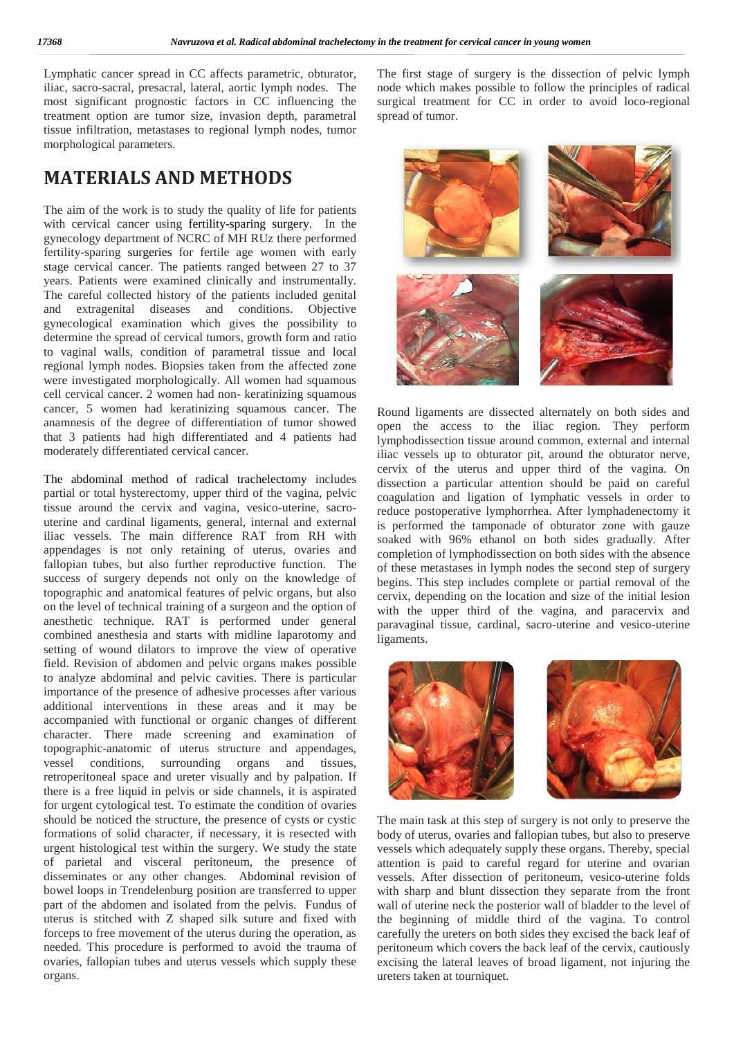Lymphatic cancer spread in CC affects parametric, obturator, iliac, sacro-sacral, presacral, lateral, aortic lymph nodes. The most significant prognostic factors in CC influencing the treatment option are tumor size, invasion depth, parametral tissue infiltration, metastases to regional lymph nodes, tumor morphological parameters.

## MATERIALS AND METHODS

The aim of the work is to study the quality of life for patients with cervical cancer using fertility-sparing surgery. In the gynecology department of NCRC of MH RUz there performed fertility-sparing surgeries for fertile age women with early stage cervical cancer. The patients ranged between 27 to 37 years. Patients were examined clinically and instrumentally. The careful collected history of the patients included genital and extragenital diseases and conditions. Objective gynecological examination which gives the possibility to determine the spread of cervical tumors, growth form and ratio to vaginal walls, condition of parametral tissue and local regional lymph nodes. Biopsies taken from the affected zone were investigated morphologically. All women had squamous cell cervical cancer. 2 women had non- keratinizing squamous cancer, 5 women had keratinizing squamous cancer. The anamnesis of the degree of differentiation of tumor showed that 3 patients had high differentiated and 4 patients had moderately differentiated cervical cancer.

The abdominal method of radical trachelectomy includes partial or total hysterectomy, upper third of the vagina, pelvic tissue around the cervix and vagina, vesico-uterine, sacro-uterine and cardinal ligaments, general, internal and external iliac vessels. The main difference RAT from RH with appendages is not only retaining of uterus, ovaries and fallopian tubes, but also further reproductive function. The success of surgery depends not only on the knowledge of topographic and anatomical features of pelvic organs, but also on the level of technical training of a surgeon and the option of anesthetic technique. RAT is performed under general combined anesthesia and starts with midline laparotomy and setting of wound dilators to improve the view of operative field. Revision of abdomen and pelvic organs makes possible to analyze abdominal and pelvic cavities. There is particular importance of the presence of adhesive processes after various additional interventions in these areas and it may be accompanied with functional or organic changes of different character. There made screening and examination of topographic-anatomic of uterus structure and appendages, vessel conditions, surrounding organs and tissues, retroperitoneal space and ureter visually and by palpation. If there is a free liquid in pelvis or side channels, it is aspirated for urgent cytological test. To estimate the condition of ovaries should be noticed the structure, the presence of cysts or cystic formations of solid character, if necessary, it is resected with urgent histological test within the surgery. We study the state of parietal and visceral peritoneum, the presence of disseminates or any other changes. Abdominal revision of bowel loops in Trendelenburg position are transferred to upper part of the abdomen and isolated from the pelvis. Fundus of uterus is stitched with Z shaped silk suture and fixed with forceps to free movement of the uterus during the operation, as needed. This procedure is performed to avoid the trauma of ovaries, fallopian tubes and uterus vessels which supply these organs.

The first stage of surgery is the dissection of pelvic lymph node which makes possible to follow the principles of radical surgical treatment for CC in order to avoid loco-regional spread of tumor.

Round ligaments are dissected alternately on both sides and open the access to the iliac region. They perform lymphodissection tissue around common, external and internal iliac vessels up to obturator pit, around the obturator nerve, cervix of the uterus and upper third of the vagina. On dissection a particular attention should be paid on careful coagulation and ligation of lymphatic vessels in order to reduce postoperative lymphorrhea. After lymphadenectomy it is performed the tamponade of obturator zone with gauze soaked with 96% ethanol on both sides gradually. After completion of lymphodissection on both sides with the absence of these metastases in lymph nodes the second step of surgery begins. This step includes complete or partial removal of the cervix, depending on the location and size of the initial lesion with the upper third of the vagina, and paracervix and paravaginal tissue, cardinal, sacro-uterine and vesico-uterine ligaments.

The main task at this step of surgery is not only to preserve the body of uterus, ovaries and fallopian tubes, but also to preserve vessels which adequately supply these organs. Thereby, special attention is paid to careful regard for uterine and ovarian vessels. After dissection of peritoneum, vesico-uterine folds with sharp and blunt dissection they separate from the front wall of uterine neck the posterior wall of bladder to the level of the beginning of middle third of the vagina. To control carefully the ureters on both sides they excised the back leaf of peritoneum which covers the back leaf of the cervix, cautiously excising the lateral leaves of broad ligament, not injuring the ureters taken at tourniquet.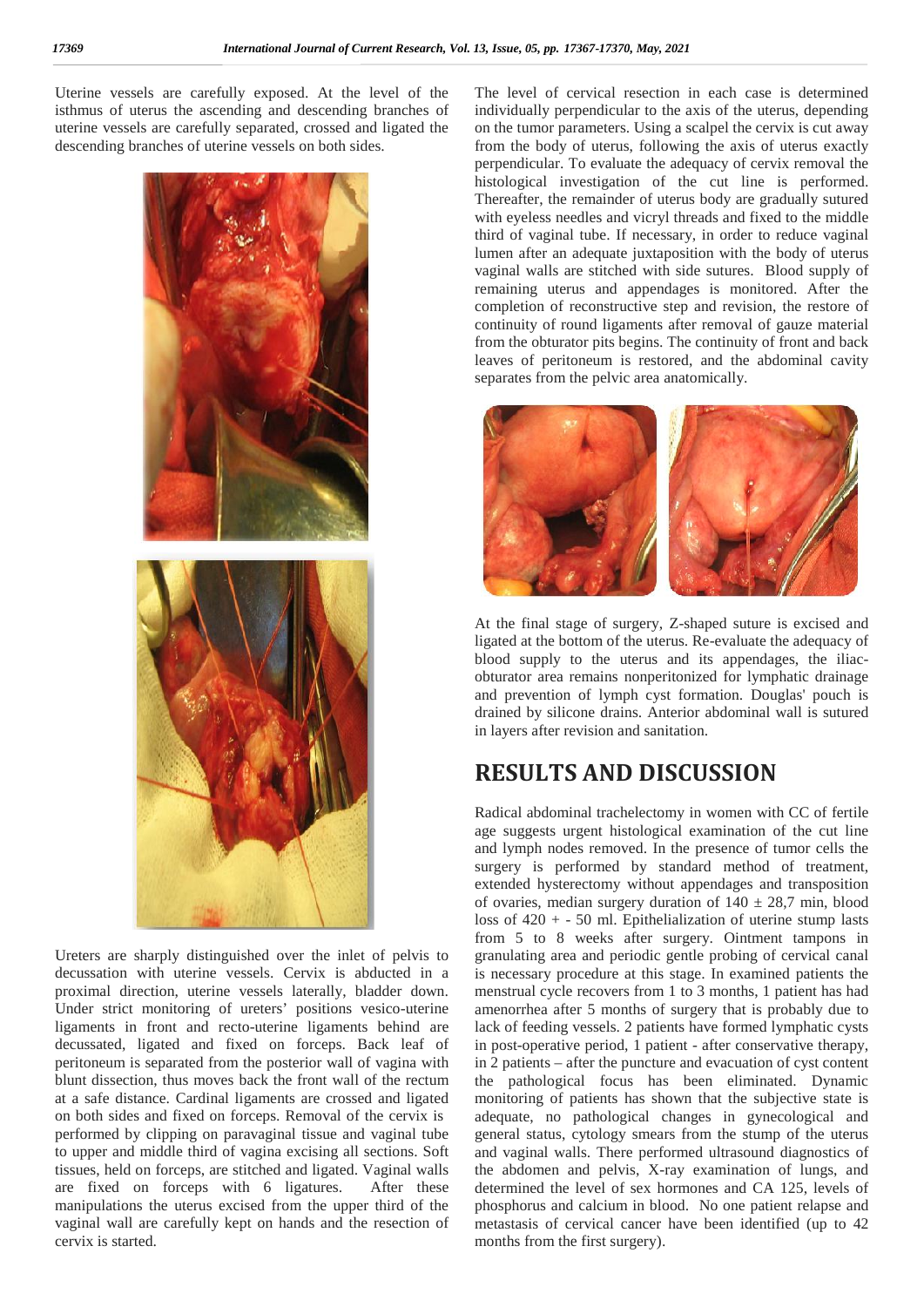Uterine vessels are carefully exposed. At the level of the isthmus of uterus the ascending and descending branches of uterine vessels are carefully separated, crossed and ligated the descending branches of uterine vessels on both sides.

Ureters are sharply distinguished over the inlet of pelvis to decussation with uterine vessels. Cervix is abducted in a proximal direction, uterine vessels laterally, bladder down. Under strict monitoring of ureters' positions vesico-uterine ligaments in front and recto-uterine ligaments behind are decussated, ligated and fixed on forceps. Back leaf of peritoneum is separated from the posterior wall of vagina with blunt dissection, thus moves back the front wall of the rectum at a safe distance. Cardinal ligaments are crossed and ligated on both sides and fixed on forceps. Removal of the cervix is performed by clipping on paravaginal tissue and vaginal tube to upper and middle third of vagina excising all sections. Soft tissues, held on forceps, are stitched and ligated. Vaginal walls are fixed on forceps with 6 ligatures. After these manipulations the uterus excised from the upper third of the vaginal wall are carefully kept on hands and the resection of cervix is started.

The level of cervical resection in each case is determined individually perpendicular to the axis of the uterus, depending on the tumor parameters. Using a scalpel the cervix is cut away from the body of uterus, following the axis of uterus exactly perpendicular. To evaluate the adequacy of cervix removal the histological investigation of the cut line is performed. Thereafter, the remainder of uterus body are gradually sutured with eyeless needles and vicryl threads and fixed to the middle third of vaginal tube. If necessary, in order to reduce vaginal lumen after an adequate juxtaposition with the body of uterus vaginal walls are stitched with side sutures. Blood supply of remaining uterus and appendages is monitored. After the completion of reconstructive step and revision, the restore of continuity of round ligaments after removal of gauze material from the obturator pits begins. The continuity of front and back leaves of peritoneum is restored, and the abdominal cavity separates from the pelvic area anatomically.

At the final stage of surgery, Z-shaped suture is excised and ligated at the bottom of the uterus. Re-evaluate the adequacy of blood supply to the uterus and its appendages, the iliac-obturator area remains nonperitonized for lymphatic drainage and prevention of lymph cyst formation. Douglas' pouch is drained by silicone drains. Anterior abdominal wall is sutured in layers after revision and sanitation.

# RESULTS AND DISCUSSION

Radical abdominal trachelectomy in women with CC of fertile age suggests urgent histological examination of the cut line and lymph nodes removed. In the presence of tumor cells the surgery is performed by standard method of treatment, extended hysterectomy without appendages and transposition of ovaries, median surgery duration of $140 \pm 28{,}7$ min, blood loss of 420 + - 50 ml. Epithelialization of uterine stump lasts from 5 to 8 weeks after surgery. Ointment tampons in granulating area and periodic gentle probing of cervical canal is necessary procedure at this stage. In examined patients the menstrual cycle recovers from 1 to 3 months, 1 patient has had amenorrhea after 5 months of surgery that is probably due to lack of feeding vessels. 2 patients have formed lymphatic cysts in post-operative period, 1 patient - after conservative therapy, in 2 patients – after the puncture and evacuation of cyst content the pathological focus has been eliminated. Dynamic monitoring of patients has shown that the subjective state is adequate, no pathological changes in gynecological and general status, cytology smears from the stump of the uterus and vaginal walls. There performed ultrasound diagnostics of the abdomen and pelvis, X-ray examination of lungs, and determined the level of sex hormones and CA 125, levels of phosphorus and calcium in blood. No one patient relapse and metastasis of cervical cancer have been identified (up to 42 months from the first surgery).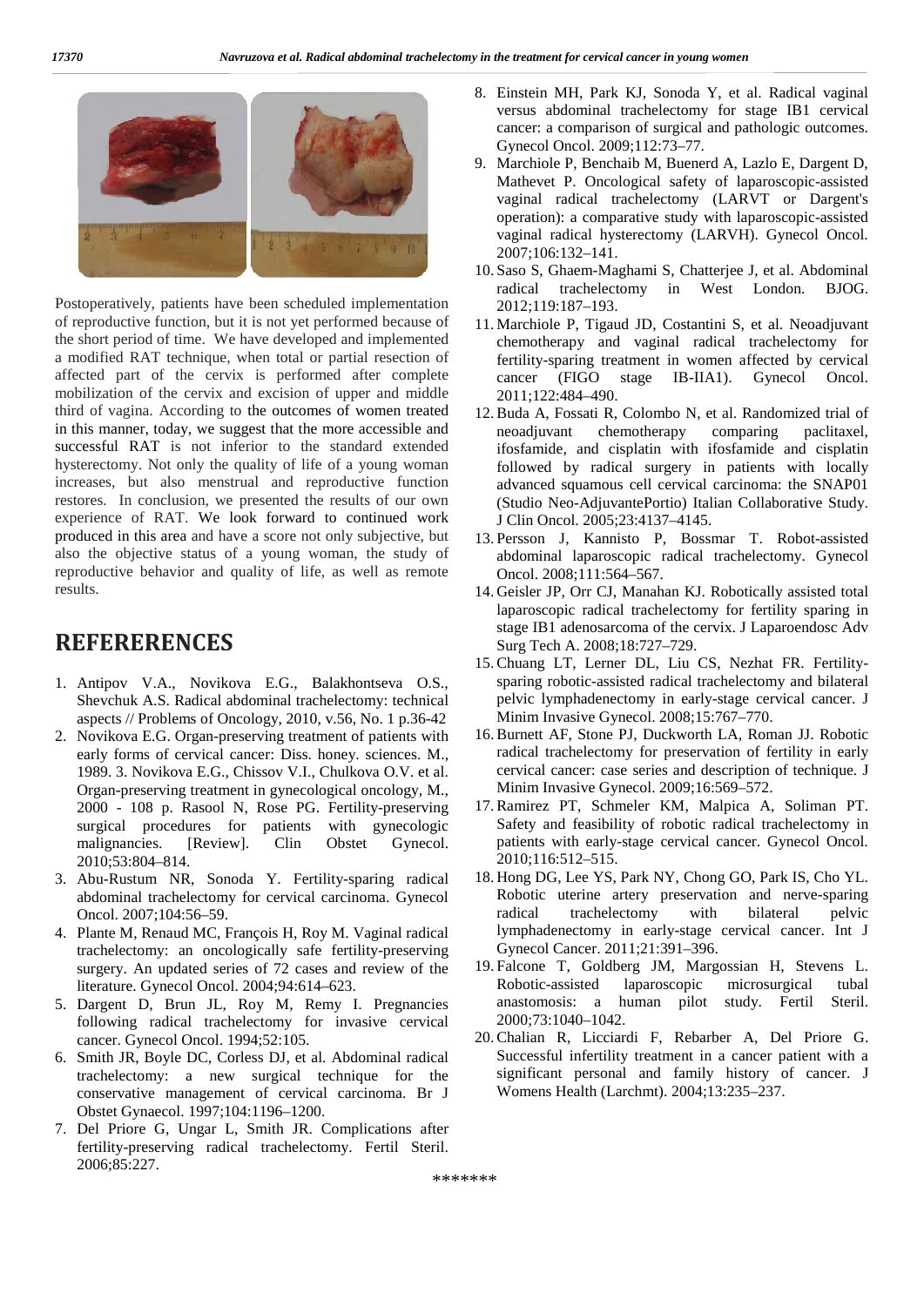Postoperatively, patients have been scheduled implementation of reproductive function, but it is not yet performed because of the short period of time. We have developed and implemented a modified RAT technique, when total or partial resection of affected part of the cervix is performed after complete mobilization of the cervix and excision of upper and middle third of vagina. According to the outcomes of women treated in this manner, today, we suggest that the more accessible and successful RAT is not inferior to the standard extended hysterectomy. Not only the quality of life of a young woman increases, but also menstrual and reproductive function restores. In conclusion, we presented the results of our own experience of RAT. We look forward to continued work produced in this area and have a score not only subjective, but also the objective status of a young woman, the study of reproductive behavior and quality of life, as well as remote results.

## REFERERENCES

1. Antipov V.A., Novikova E.G., Balakhontseva O.S., Shevchuk A.S. Radical abdominal trachelectomy: technical aspects // Problems of Oncology, 2010, v.56, No. 1 p.36-42
2. Novikova E.G. Organ-preserving treatment of patients with early forms of cervical cancer: Diss. honey. sciences. M., 1989. 3. Novikova E.G., Chissov V.I., Chulkova O.V. et al. Organ-preserving treatment in gynecological oncology, M., 2000 - 108 p. Rasool N, Rose PG. Fertility-preserving surgical procedures for patients with gynecologic malignancies. [Review]. Clin Obstet Gynecol. 2010;53:804–814.
3. Abu-Rustum NR, Sonoda Y. Fertility-sparing radical abdominal trachelectomy for cervical carcinoma. Gynecol Oncol. 2007;104:56–59.
4. Plante M, Renaud MC, François H, Roy M. Vaginal radical trachelectomy: an oncologically safe fertility-preserving surgery. An updated series of 72 cases and review of the literature. Gynecol Oncol. 2004;94:614–623.
5. Dargent D, Brun JL, Roy M, Remy I. Pregnancies following radical trachelectomy for invasive cervical cancer. Gynecol Oncol. 1994;52:105.
6. Smith JR, Boyle DC, Corless DJ, et al. Abdominal radical trachelectomy: a new surgical technique for the conservative management of cervical carcinoma. Br J Obstet Gynaecol. 1997;104:1196–1200.
7. Del Priore G, Ungar L, Smith JR. Complications after fertility-preserving radical trachelectomy. Fertil Steril. 2006;85:227.
8. Einstein MH, Park KJ, Sonoda Y, et al. Radical vaginal versus abdominal trachelectomy for stage IB1 cervical cancer: a comparison of surgical and pathologic outcomes. Gynecol Oncol. 2009;112:73–77.
9. Marchiole P, Benchaib M, Buenerd A, Lazlo E, Dargent D, Mathevet P. Oncological safety of laparoscopic-assisted vaginal radical trachelectomy (LARVT or Dargent's operation): a comparative study with laparoscopic-assisted vaginal radical hysterectomy (LARVH). Gynecol Oncol. 2007;106:132–141.
10. Saso S, Ghaem-Maghami S, Chatterjee J, et al. Abdominal radical trachelectomy in West London. BJOG. 2012;119:187–193.
11. Marchiole P, Tigaud JD, Costantini S, et al. Neoadjuvant chemotherapy and vaginal radical trachelectomy for fertility-sparing treatment in women affected by cervical cancer (FIGO stage IB-IIA1). Gynecol Oncol. 2011;122:484–490.
12. Buda A, Fossati R, Colombo N, et al. Randomized trial of neoadjuvant chemotherapy comparing paclitaxel, ifosfamide, and cisplatin with ifosfamide and cisplatin followed by radical surgery in patients with locally advanced squamous cell cervical carcinoma: the SNAP01 (Studio Neo-AdjuvantePortio) Italian Collaborative Study. J Clin Oncol. 2005;23:4137–4145.
13. Persson J, Kannisto P, Bossmar T. Robot-assisted abdominal laparoscopic radical trachelectomy. Gynecol Oncol. 2008;111:564–567.
14. Geisler JP, Orr CJ, Manahan KJ. Robotically assisted total laparoscopic radical trachelectomy for fertility sparing in stage IB1 adenosarcoma of the cervix. J Laparoendosc Adv Surg Tech A. 2008;18:727–729.
15. Chuang LT, Lerner DL, Liu CS, Nezhat FR. Fertility-sparing robotic-assisted radical trachelectomy and bilateral pelvic lymphadenectomy in early-stage cervical cancer. J Minim Invasive Gynecol. 2008;15:767–770.
16. Burnett AF, Stone PJ, Duckworth LA, Roman JJ. Robotic radical trachelectomy for preservation of fertility in early cervical cancer: case series and description of technique. J Minim Invasive Gynecol. 2009;16:569–572.
17. Ramirez PT, Schmeler KM, Malpica A, Soliman PT. Safety and feasibility of robotic radical trachelectomy in patients with early-stage cervical cancer. Gynecol Oncol. 2010;116:512–515.
18. Hong DG, Lee YS, Park NY, Chong GO, Park IS, Cho YL. Robotic uterine artery preservation and nerve-sparing radical trachelectomy with bilateral pelvic lymphadenectomy in early-stage cervical cancer. Int J Gynecol Cancer. 2011;21:391–396.
19. Falcone T, Goldberg JM, Margossian H, Stevens L. Robotic-assisted laparoscopic microsurgical tubal anastomosis: a human pilot study. Fertil Steril. 2000;73:1040–1042.
20. Chalian R, Licciardi F, Rebarber A, Del Priore G. Successful infertility treatment in a cancer patient with a significant personal and family history of cancer. J Womens Health (Larchmt). 2004;13:235–237.

\*\*\*\*\*\*\*